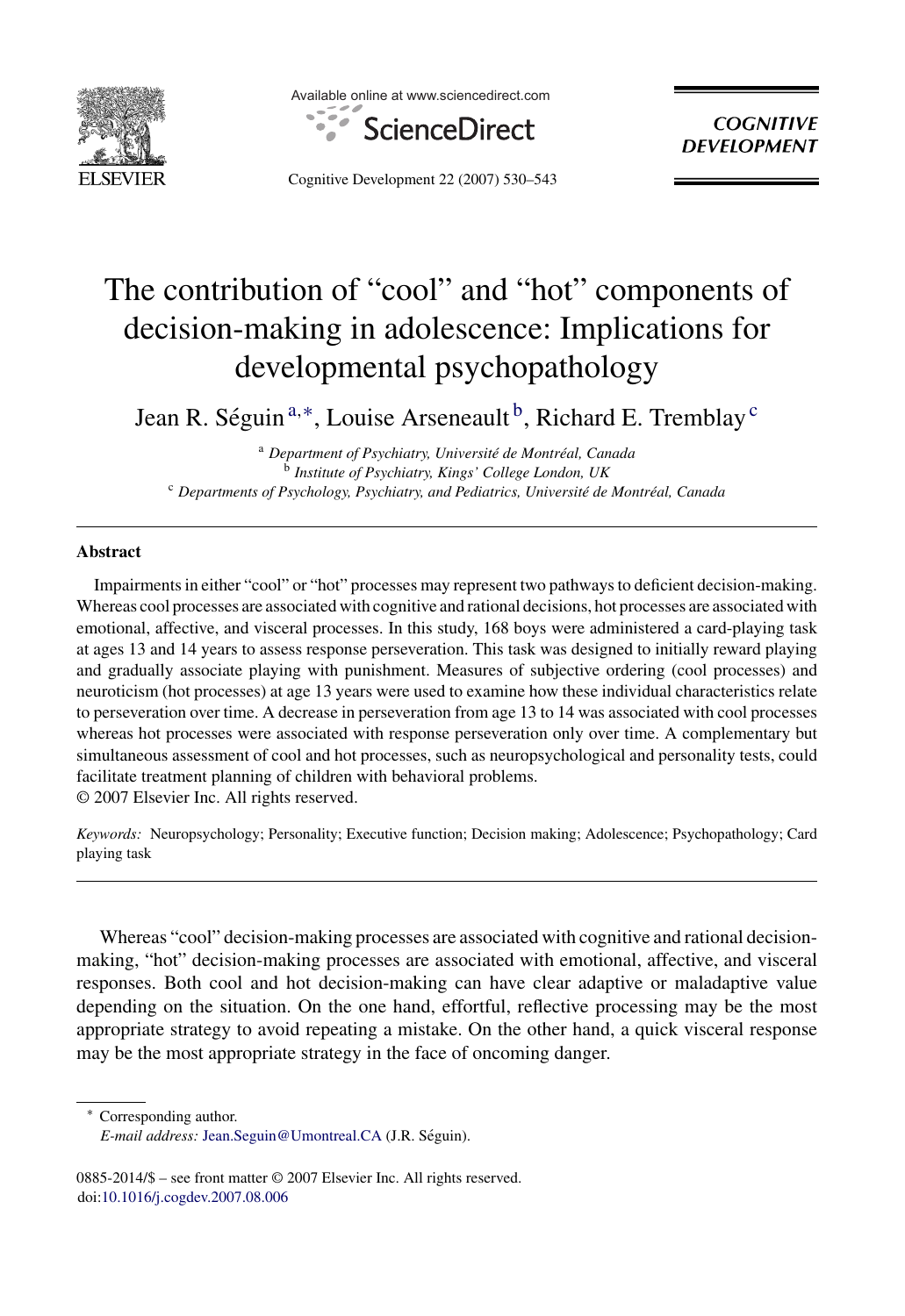# The contribution of "cool" and "hot" components of decision-making in adolescence: Implications for developmental psychopathology

Jean R. Séguin[a,*], Louise Arseneault[b], Richard E. Tremblay[c]

[a] *Department of Psychiatry, Université de Montréal, Canada*
[b] *Institute of Psychiatry, Kings' College London, UK*
[c] *Departments of Psychology, Psychiatry, and Pediatrics, Université de Montréal, Canada*

## Abstract

Impairments in either "cool" or "hot" processes may represent two pathways to deficient decision-making. Whereas cool processes are associated with cognitive and rational decisions, hot processes are associated with emotional, affective, and visceral processes. In this study, 168 boys were administered a card-playing task at ages 13 and 14 years to assess response perseveration. This task was designed to initially reward playing and gradually associate playing with punishment. Measures of subjective ordering (cool processes) and neuroticism (hot processes) at age 13 years were used to examine how these individual characteristics relate to perseveration over time. A decrease in perseveration from age 13 to 14 was associated with cool processes whereas hot processes were associated with response perseveration only over time. A complementary but simultaneous assessment of cool and hot processes, such as neuropsychological and personality tests, could facilitate treatment planning of children with behavioral problems.

© 2007 Elsevier Inc. All rights reserved.

*Keywords:* Neuropsychology; Personality; Executive function; Decision making; Adolescence; Psychopathology; Card playing task

Whereas "cool" decision-making processes are associated with cognitive and rational decision-making, "hot" decision-making processes are associated with emotional, affective, and visceral responses. Both cool and hot decision-making can have clear adaptive or maladaptive value depending on the situation. On the one hand, effortful, reflective processing may be the most appropriate strategy to avoid repeating a mistake. On the other hand, a quick visceral response may be the most appropriate strategy in the face of oncoming danger.

* Corresponding author.
*E-mail address:* Jean.Seguin@Umontreal.CA (J.R. Séguin).

0885-2014/$ – see front matter © 2007 Elsevier Inc. All rights reserved.
doi:10.1016/j.cogdev.2007.08.006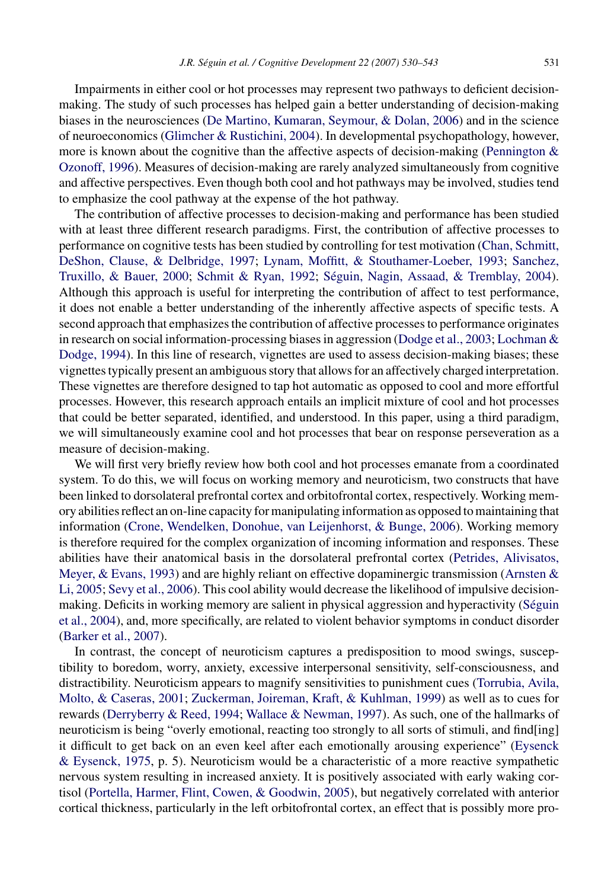Impairments in either cool or hot processes may represent two pathways to deficient decision-making. The study of such processes has helped gain a better understanding of decision-making biases in the neurosciences (De Martino, Kumaran, Seymour, & Dolan, 2006) and in the science of neuroeconomics (Glimcher & Rustichini, 2004). In developmental psychopathology, however, more is known about the cognitive than the affective aspects of decision-making (Pennington & Ozonoff, 1996). Measures of decision-making are rarely analyzed simultaneously from cognitive and affective perspectives. Even though both cool and hot pathways may be involved, studies tend to emphasize the cool pathway at the expense of the hot pathway.

The contribution of affective processes to decision-making and performance has been studied with at least three different research paradigms. First, the contribution of affective processes to performance on cognitive tests has been studied by controlling for test motivation (Chan, Schmitt, DeShon, Clause, & Delbridge, 1997; Lynam, Moffitt, & Stouthamer-Loeber, 1993; Sanchez, Truxillo, & Bauer, 2000; Schmit & Ryan, 1992; Séguin, Nagin, Assaad, & Tremblay, 2004). Although this approach is useful for interpreting the contribution of affect to test performance, it does not enable a better understanding of the inherently affective aspects of specific tests. A second approach that emphasizes the contribution of affective processes to performance originates in research on social information-processing biases in aggression (Dodge et al., 2003; Lochman & Dodge, 1994). In this line of research, vignettes are used to assess decision-making biases; these vignettes typically present an ambiguous story that allows for an affectively charged interpretation. These vignettes are therefore designed to tap hot automatic as opposed to cool and more effortful processes. However, this research approach entails an implicit mixture of cool and hot processes that could be better separated, identified, and understood. In this paper, using a third paradigm, we will simultaneously examine cool and hot processes that bear on response perseveration as a measure of decision-making.

We will first very briefly review how both cool and hot processes emanate from a coordinated system. To do this, we will focus on working memory and neuroticism, two constructs that have been linked to dorsolateral prefrontal cortex and orbitofrontal cortex, respectively. Working memory abilities reflect an on-line capacity for manipulating information as opposed to maintaining that information (Crone, Wendelken, Donohue, van Leijenhorst, & Bunge, 2006). Working memory is therefore required for the complex organization of incoming information and responses. These abilities have their anatomical basis in the dorsolateral prefrontal cortex (Petrides, Alivisatos, Meyer, & Evans, 1993) and are highly reliant on effective dopaminergic transmission (Arnsten & Li, 2005; Sevy et al., 2006). This cool ability would decrease the likelihood of impulsive decision-making. Deficits in working memory are salient in physical aggression and hyperactivity (Séguin et al., 2004), and, more specifically, are related to violent behavior symptoms in conduct disorder (Barker et al., 2007).

In contrast, the concept of neuroticism captures a predisposition to mood swings, susceptibility to boredom, worry, anxiety, excessive interpersonal sensitivity, self-consciousness, and distractibility. Neuroticism appears to magnify sensitivities to punishment cues (Torrubia, Avila, Molto, & Caseras, 2001; Zuckerman, Joireman, Kraft, & Kuhlman, 1999) as well as to cues for rewards (Derryberry & Reed, 1994; Wallace & Newman, 1997). As such, one of the hallmarks of neuroticism is being "overly emotional, reacting too strongly to all sorts of stimuli, and find[ing] it difficult to get back on an even keel after each emotionally arousing experience" (Eysenck & Eysenck, 1975, p. 5). Neuroticism would be a characteristic of a more reactive sympathetic nervous system resulting in increased anxiety. It is positively associated with early waking cortisol (Portella, Harmer, Flint, Cowen, & Goodwin, 2005), but negatively correlated with anterior cortical thickness, particularly in the left orbitofrontal cortex, an effect that is possibly more pro-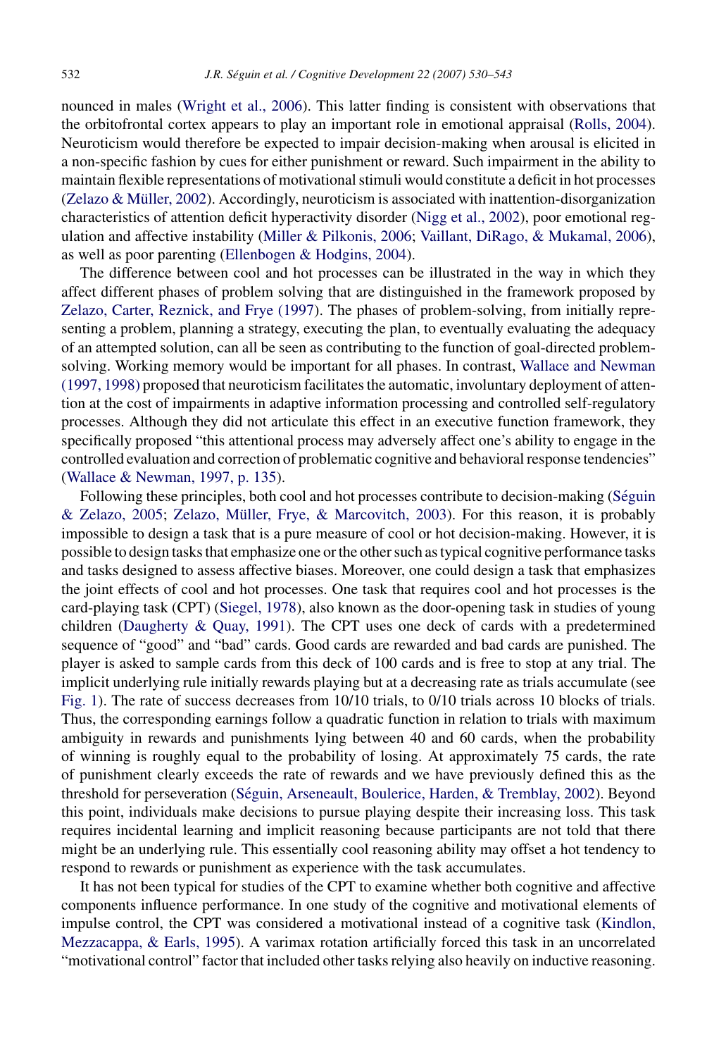nounced in males (Wright et al., 2006). This latter finding is consistent with observations that the orbitofrontal cortex appears to play an important role in emotional appraisal (Rolls, 2004). Neuroticism would therefore be expected to impair decision-making when arousal is elicited in a non-specific fashion by cues for either punishment or reward. Such impairment in the ability to maintain flexible representations of motivational stimuli would constitute a deficit in hot processes (Zelazo & Müller, 2002). Accordingly, neuroticism is associated with inattention-disorganization characteristics of attention deficit hyperactivity disorder (Nigg et al., 2002), poor emotional regulation and affective instability (Miller & Pilkonis, 2006; Vaillant, DiRago, & Mukamal, 2006), as well as poor parenting (Ellenbogen & Hodgins, 2004).

The difference between cool and hot processes can be illustrated in the way in which they affect different phases of problem solving that are distinguished in the framework proposed by Zelazo, Carter, Reznick, and Frye (1997). The phases of problem-solving, from initially representing a problem, planning a strategy, executing the plan, to eventually evaluating the adequacy of an attempted solution, can all be seen as contributing to the function of goal-directed problem-solving. Working memory would be important for all phases. In contrast, Wallace and Newman (1997, 1998) proposed that neuroticism facilitates the automatic, involuntary deployment of attention at the cost of impairments in adaptive information processing and controlled self-regulatory processes. Although they did not articulate this effect in an executive function framework, they specifically proposed "this attentional process may adversely affect one's ability to engage in the controlled evaluation and correction of problematic cognitive and behavioral response tendencies" (Wallace & Newman, 1997, p. 135).

Following these principles, both cool and hot processes contribute to decision-making (Séguin & Zelazo, 2005; Zelazo, Müller, Frye, & Marcovitch, 2003). For this reason, it is probably impossible to design a task that is a pure measure of cool or hot decision-making. However, it is possible to design tasks that emphasize one or the other such as typical cognitive performance tasks and tasks designed to assess affective biases. Moreover, one could design a task that emphasizes the joint effects of cool and hot processes. One task that requires cool and hot processes is the card-playing task (CPT) (Siegel, 1978), also known as the door-opening task in studies of young children (Daugherty & Quay, 1991). The CPT uses one deck of cards with a predetermined sequence of "good" and "bad" cards. Good cards are rewarded and bad cards are punished. The player is asked to sample cards from this deck of 100 cards and is free to stop at any trial. The implicit underlying rule initially rewards playing but at a decreasing rate as trials accumulate (see Fig. 1). The rate of success decreases from 10/10 trials, to 0/10 trials across 10 blocks of trials. Thus, the corresponding earnings follow a quadratic function in relation to trials with maximum ambiguity in rewards and punishments lying between 40 and 60 cards, when the probability of winning is roughly equal to the probability of losing. At approximately 75 cards, the rate of punishment clearly exceeds the rate of rewards and we have previously defined this as the threshold for perseveration (Séguin, Arseneault, Boulerice, Harden, & Tremblay, 2002). Beyond this point, individuals make decisions to pursue playing despite their increasing loss. This task requires incidental learning and implicit reasoning because participants are not told that there might be an underlying rule. This essentially cool reasoning ability may offset a hot tendency to respond to rewards or punishment as experience with the task accumulates.

It has not been typical for studies of the CPT to examine whether both cognitive and affective components influence performance. In one study of the cognitive and motivational elements of impulse control, the CPT was considered a motivational instead of a cognitive task (Kindlon, Mezzacappa, & Earls, 1995). A varimax rotation artificially forced this task in an uncorrelated "motivational control" factor that included other tasks relying also heavily on inductive reasoning.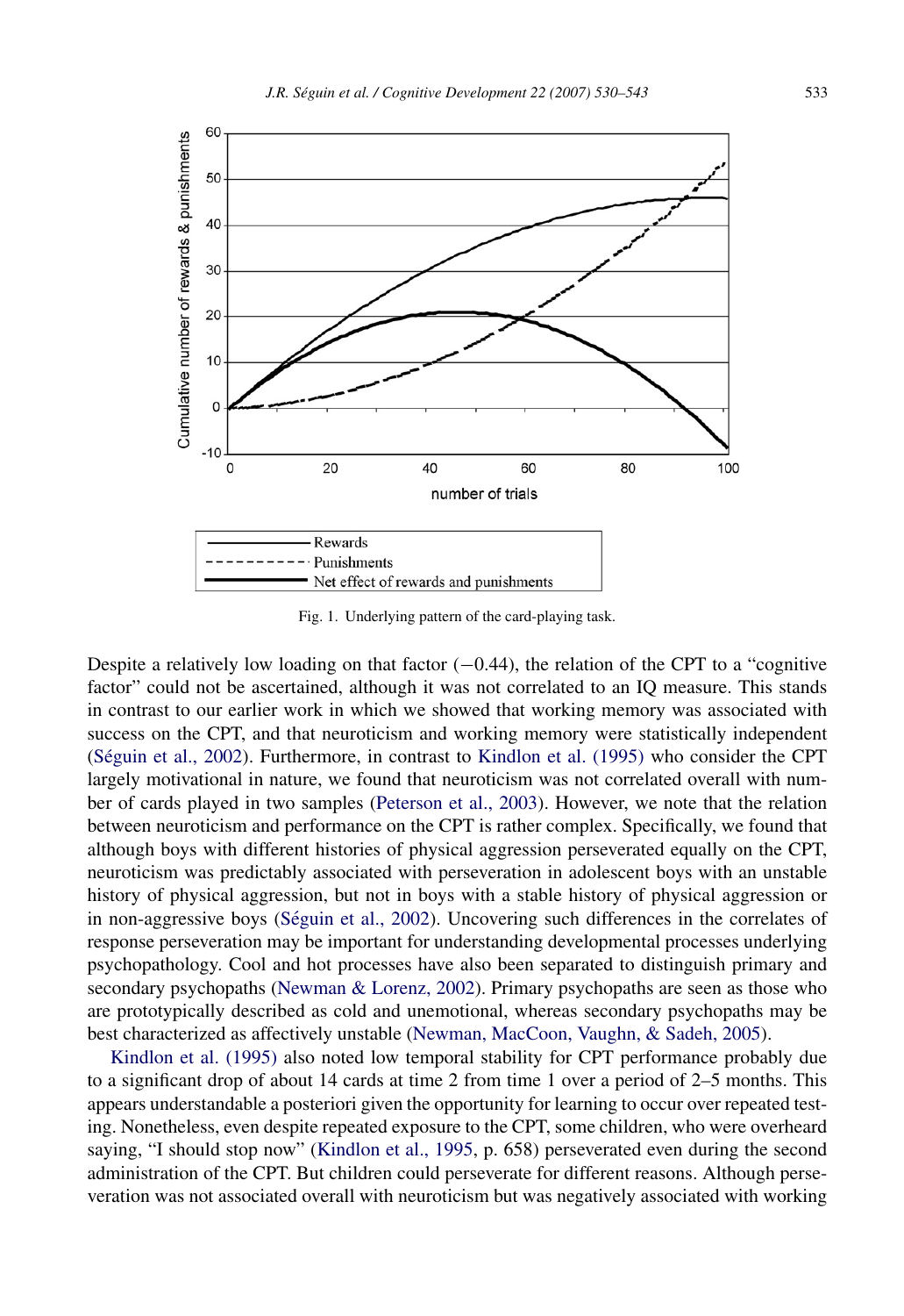Fig. 1. Underlying pattern of the card-playing task.

Despite a relatively low loading on that factor (−0.44), the relation of the CPT to a "cognitive factor" could not be ascertained, although it was not correlated to an IQ measure. This stands in contrast to our earlier work in which we showed that working memory was associated with success on the CPT, and that neuroticism and working memory were statistically independent (Séguin et al., 2002). Furthermore, in contrast to Kindlon et al. (1995) who consider the CPT largely motivational in nature, we found that neuroticism was not correlated overall with number of cards played in two samples (Peterson et al., 2003). However, we note that the relation between neuroticism and performance on the CPT is rather complex. Specifically, we found that although boys with different histories of physical aggression perseverated equally on the CPT, neuroticism was predictably associated with perseveration in adolescent boys with an unstable history of physical aggression, but not in boys with a stable history of physical aggression or in non-aggressive boys (Séguin et al., 2002). Uncovering such differences in the correlates of response perseveration may be important for understanding developmental processes underlying psychopathology. Cool and hot processes have also been separated to distinguish primary and secondary psychopaths (Newman & Lorenz, 2002). Primary psychopaths are seen as those who are prototypically described as cold and unemotional, whereas secondary psychopaths may be best characterized as affectively unstable (Newman, MacCoon, Vaughn, & Sadeh, 2005).

Kindlon et al. (1995) also noted low temporal stability for CPT performance probably due to a significant drop of about 14 cards at time 2 from time 1 over a period of 2–5 months. This appears understandable a posteriori given the opportunity for learning to occur over repeated testing. Nonetheless, even despite repeated exposure to the CPT, some children, who were overheard saying, "I should stop now" (Kindlon et al., 1995, p. 658) perseverated even during the second administration of the CPT. But children could perseverate for different reasons. Although perseveration was not associated overall with neuroticism but was negatively associated with working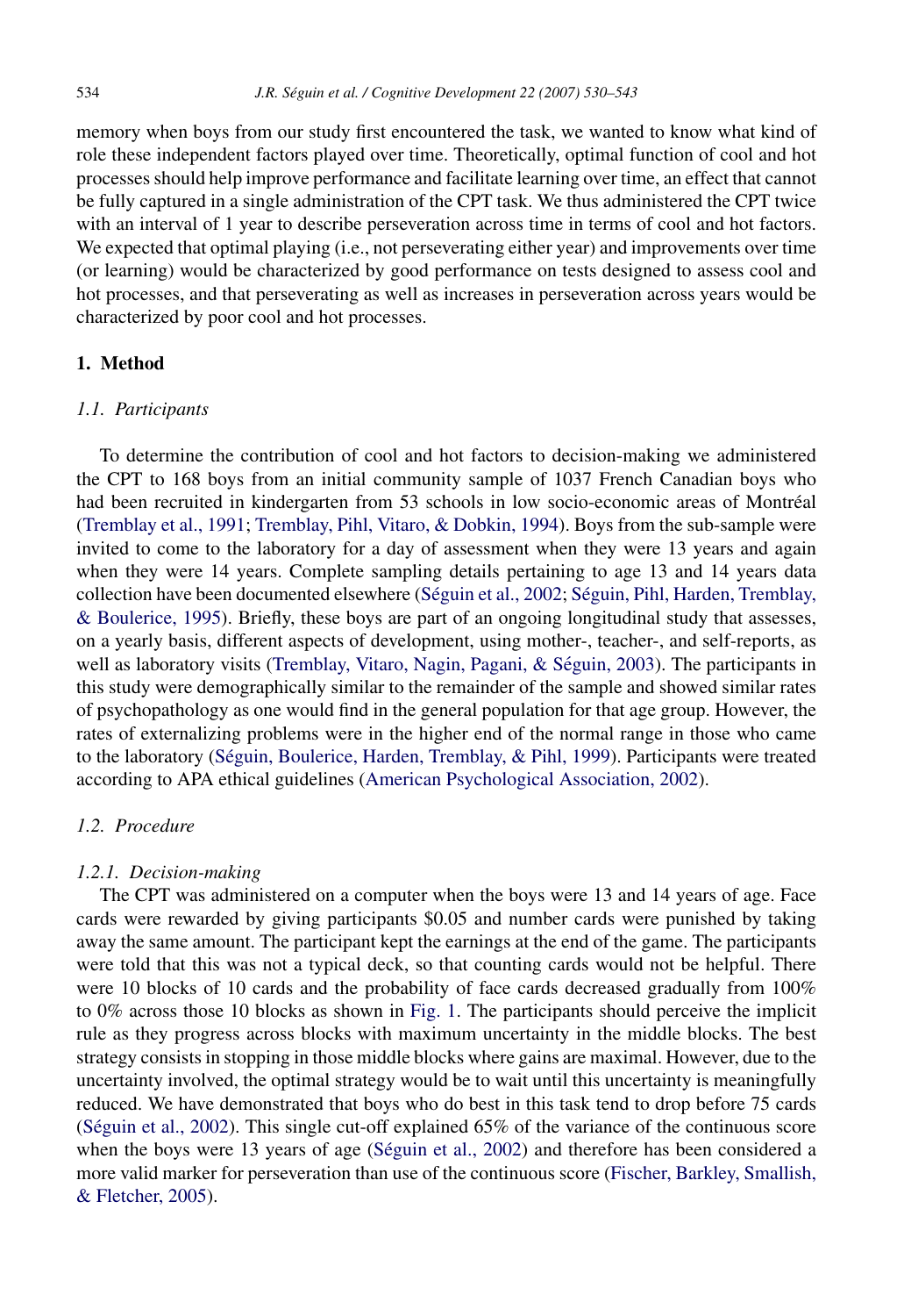memory when boys from our study first encountered the task, we wanted to know what kind of role these independent factors played over time. Theoretically, optimal function of cool and hot processes should help improve performance and facilitate learning over time, an effect that cannot be fully captured in a single administration of the CPT task. We thus administered the CPT twice with an interval of 1 year to describe perseveration across time in terms of cool and hot factors. We expected that optimal playing (i.e., not perseverating either year) and improvements over time (or learning) would be characterized by good performance on tests designed to assess cool and hot processes, and that perseverating as well as increases in perseveration across years would be characterized by poor cool and hot processes.

## 1. Method

### 1.1. Participants

To determine the contribution of cool and hot factors to decision-making we administered the CPT to 168 boys from an initial community sample of 1037 French Canadian boys who had been recruited in kindergarten from 53 schools in low socio-economic areas of Montréal (Tremblay et al., 1991; Tremblay, Pihl, Vitaro, & Dobkin, 1994). Boys from the sub-sample were invited to come to the laboratory for a day of assessment when they were 13 years and again when they were 14 years. Complete sampling details pertaining to age 13 and 14 years data collection have been documented elsewhere (Séguin et al., 2002; Séguin, Pihl, Harden, Tremblay, & Boulerice, 1995). Briefly, these boys are part of an ongoing longitudinal study that assesses, on a yearly basis, different aspects of development, using mother-, teacher-, and self-reports, as well as laboratory visits (Tremblay, Vitaro, Nagin, Pagani, & Séguin, 2003). The participants in this study were demographically similar to the remainder of the sample and showed similar rates of psychopathology as one would find in the general population for that age group. However, the rates of externalizing problems were in the higher end of the normal range in those who came to the laboratory (Séguin, Boulerice, Harden, Tremblay, & Pihl, 1999). Participants were treated according to APA ethical guidelines (American Psychological Association, 2002).

### 1.2. Procedure

#### 1.2.1. Decision-making

The CPT was administered on a computer when the boys were 13 and 14 years of age. Face cards were rewarded by giving participants \$0.05 and number cards were punished by taking away the same amount. The participant kept the earnings at the end of the game. The participants were told that this was not a typical deck, so that counting cards would not be helpful. There were 10 blocks of 10 cards and the probability of face cards decreased gradually from 100% to 0% across those 10 blocks as shown in Fig. 1. The participants should perceive the implicit rule as they progress across blocks with maximum uncertainty in the middle blocks. The best strategy consists in stopping in those middle blocks where gains are maximal. However, due to the uncertainty involved, the optimal strategy would be to wait until this uncertainty is meaningfully reduced. We have demonstrated that boys who do best in this task tend to drop before 75 cards (Séguin et al., 2002). This single cut-off explained 65% of the variance of the continuous score when the boys were 13 years of age (Séguin et al., 2002) and therefore has been considered a more valid marker for perseveration than use of the continuous score (Fischer, Barkley, Smallish, & Fletcher, 2005).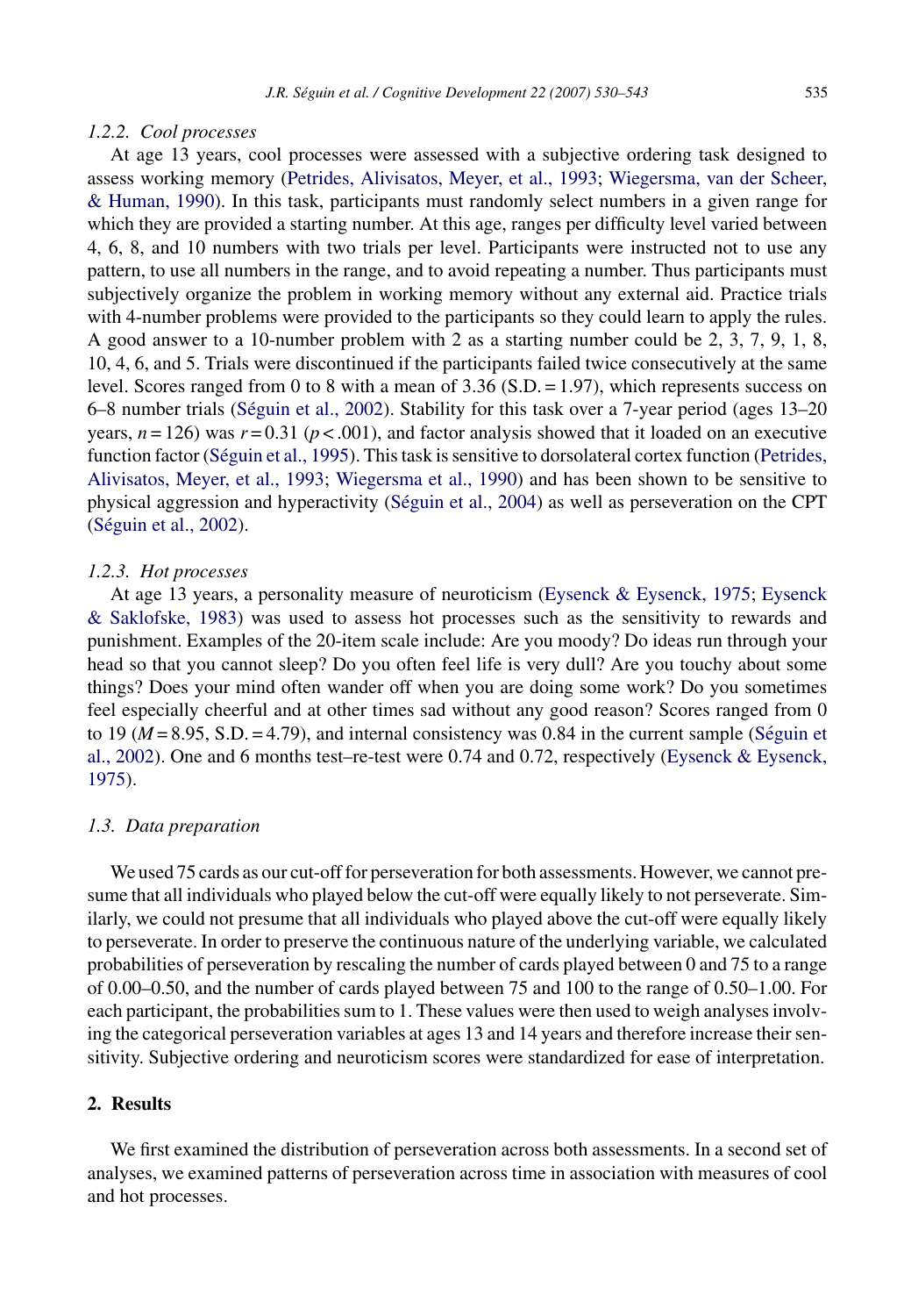#### 1.2.2. Cool processes

At age 13 years, cool processes were assessed with a subjective ordering task designed to assess working memory (Petrides, Alivisatos, Meyer, et al., 1993; Wiegersma, van der Scheer, & Human, 1990). In this task, participants must randomly select numbers in a given range for which they are provided a starting number. At this age, ranges per difficulty level varied between 4, 6, 8, and 10 numbers with two trials per level. Participants were instructed not to use any pattern, to use all numbers in the range, and to avoid repeating a number. Thus participants must subjectively organize the problem in working memory without any external aid. Practice trials with 4-number problems were provided to the participants so they could learn to apply the rules. A good answer to a 10-number problem with 2 as a starting number could be 2, 3, 7, 9, 1, 8, 10, 4, 6, and 5. Trials were discontinued if the participants failed twice consecutively at the same level. Scores ranged from 0 to 8 with a mean of 3.36 (S.D. = 1.97), which represents success on 6–8 number trials (Séguin et al., 2002). Stability for this task over a 7-year period (ages 13–20 years, $n = 126$) was $r = 0.31$ ($p < .001$), and factor analysis showed that it loaded on an executive function factor (Séguin et al., 1995). This task is sensitive to dorsolateral cortex function (Petrides, Alivisatos, Meyer, et al., 1993; Wiegersma et al., 1990) and has been shown to be sensitive to physical aggression and hyperactivity (Séguin et al., 2004) as well as perseveration on the CPT (Séguin et al., 2002).

#### 1.2.3. Hot processes

At age 13 years, a personality measure of neuroticism (Eysenck & Eysenck, 1975; Eysenck & Saklofske, 1983) was used to assess hot processes such as the sensitivity to rewards and punishment. Examples of the 20-item scale include: Are you moody? Do ideas run through your head so that you cannot sleep? Do you often feel life is very dull? Are you touchy about some things? Does your mind often wander off when you are doing some work? Do you sometimes feel especially cheerful and at other times sad without any good reason? Scores ranged from 0 to 19 ($M = 8.95$, S.D. = 4.79), and internal consistency was 0.84 in the current sample (Séguin et al., 2002). One and 6 months test–re-test were 0.74 and 0.72, respectively (Eysenck & Eysenck, 1975).

### 1.3. Data preparation

We used 75 cards as our cut-off for perseveration for both assessments. However, we cannot presume that all individuals who played below the cut-off were equally likely to not perseverate. Similarly, we could not presume that all individuals who played above the cut-off were equally likely to perseverate. In order to preserve the continuous nature of the underlying variable, we calculated probabilities of perseveration by rescaling the number of cards played between 0 and 75 to a range of 0.00–0.50, and the number of cards played between 75 and 100 to the range of 0.50–1.00. For each participant, the probabilities sum to 1. These values were then used to weigh analyses involving the categorical perseveration variables at ages 13 and 14 years and therefore increase their sensitivity. Subjective ordering and neuroticism scores were standardized for ease of interpretation.

## 2. Results

We first examined the distribution of perseveration across both assessments. In a second set of analyses, we examined patterns of perseveration across time in association with measures of cool and hot processes.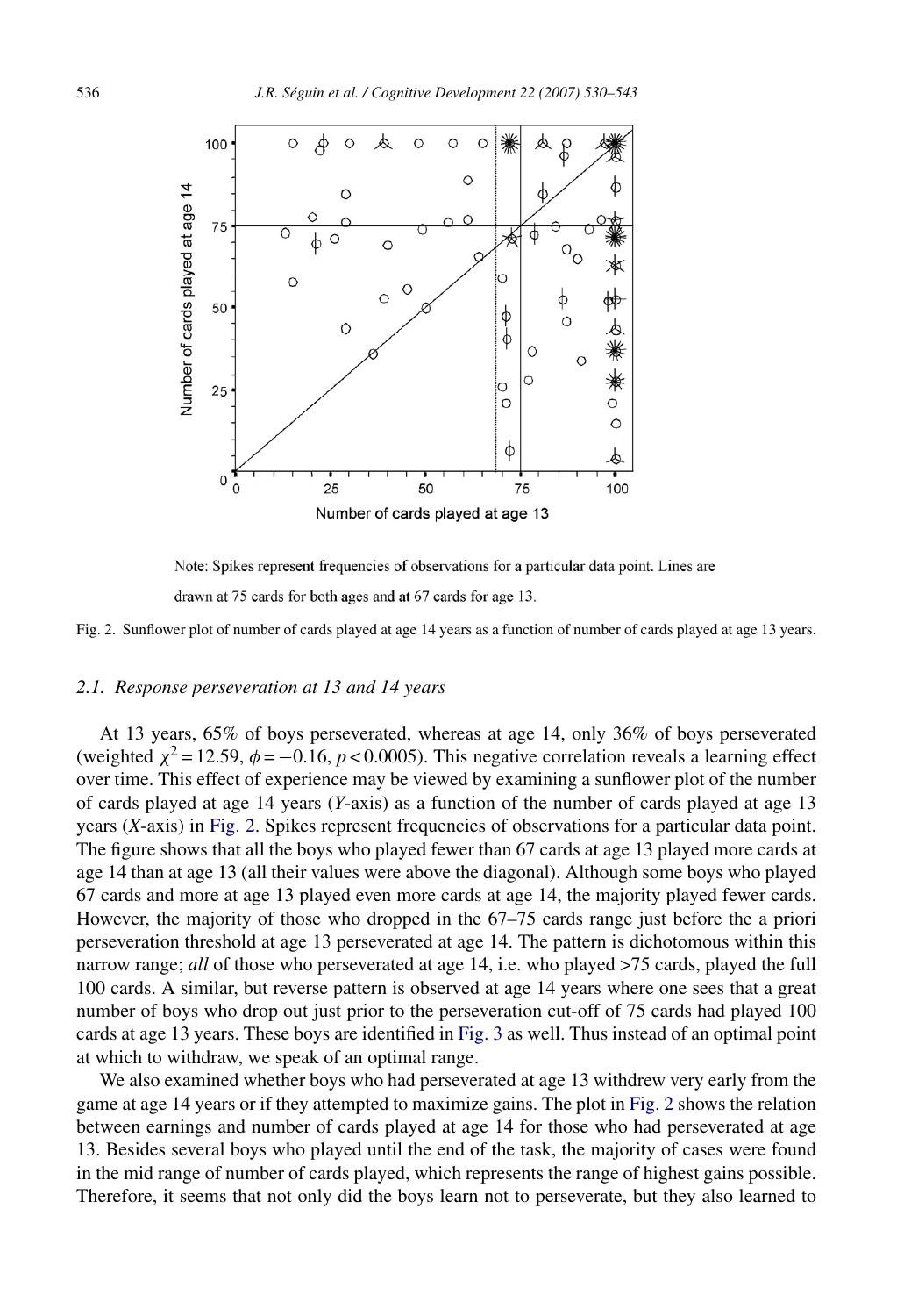Note: Spikes represent frequencies of observations for a particular data point. Lines are drawn at 75 cards for both ages and at 67 cards for age 13.

Fig. 2. Sunflower plot of number of cards played at age 14 years as a function of number of cards played at age 13 years.

### 2.1. Response perseveration at 13 and 14 years

At 13 years, 65% of boys perseverated, whereas at age 14, only 36% of boys perseverated (weighted $\chi^2 = 12.59$, $\phi = -0.16$, $p < 0.0005$). This negative correlation reveals a learning effect over time. This effect of experience may be viewed by examining a sunflower plot of the number of cards played at age 14 years (*Y*-axis) as a function of the number of cards played at age 13 years (*X*-axis) in Fig. 2. Spikes represent frequencies of observations for a particular data point. The figure shows that all the boys who played fewer than 67 cards at age 13 played more cards at age 14 than at age 13 (all their values were above the diagonal). Although some boys who played 67 cards and more at age 13 played even more cards at age 14, the majority played fewer cards. However, the majority of those who dropped in the 67–75 cards range just before the a priori perseveration threshold at age 13 perseverated at age 14. The pattern is dichotomous within this narrow range; *all* of those who perseverated at age 14, i.e. who played >75 cards, played the full 100 cards. A similar, but reverse pattern is observed at age 14 years where one sees that a great number of boys who drop out just prior to the perseveration cut-off of 75 cards had played 100 cards at age 13 years. These boys are identified in Fig. 3 as well. Thus instead of an optimal point at which to withdraw, we speak of an optimal range.

We also examined whether boys who had perseverated at age 13 withdrew very early from the game at age 14 years or if they attempted to maximize gains. The plot in Fig. 2 shows the relation between earnings and number of cards played at age 14 for those who had perseverated at age 13. Besides several boys who played until the end of the task, the majority of cases were found in the mid range of number of cards played, which represents the range of highest gains possible. Therefore, it seems that not only did the boys learn not to perseverate, but they also learned to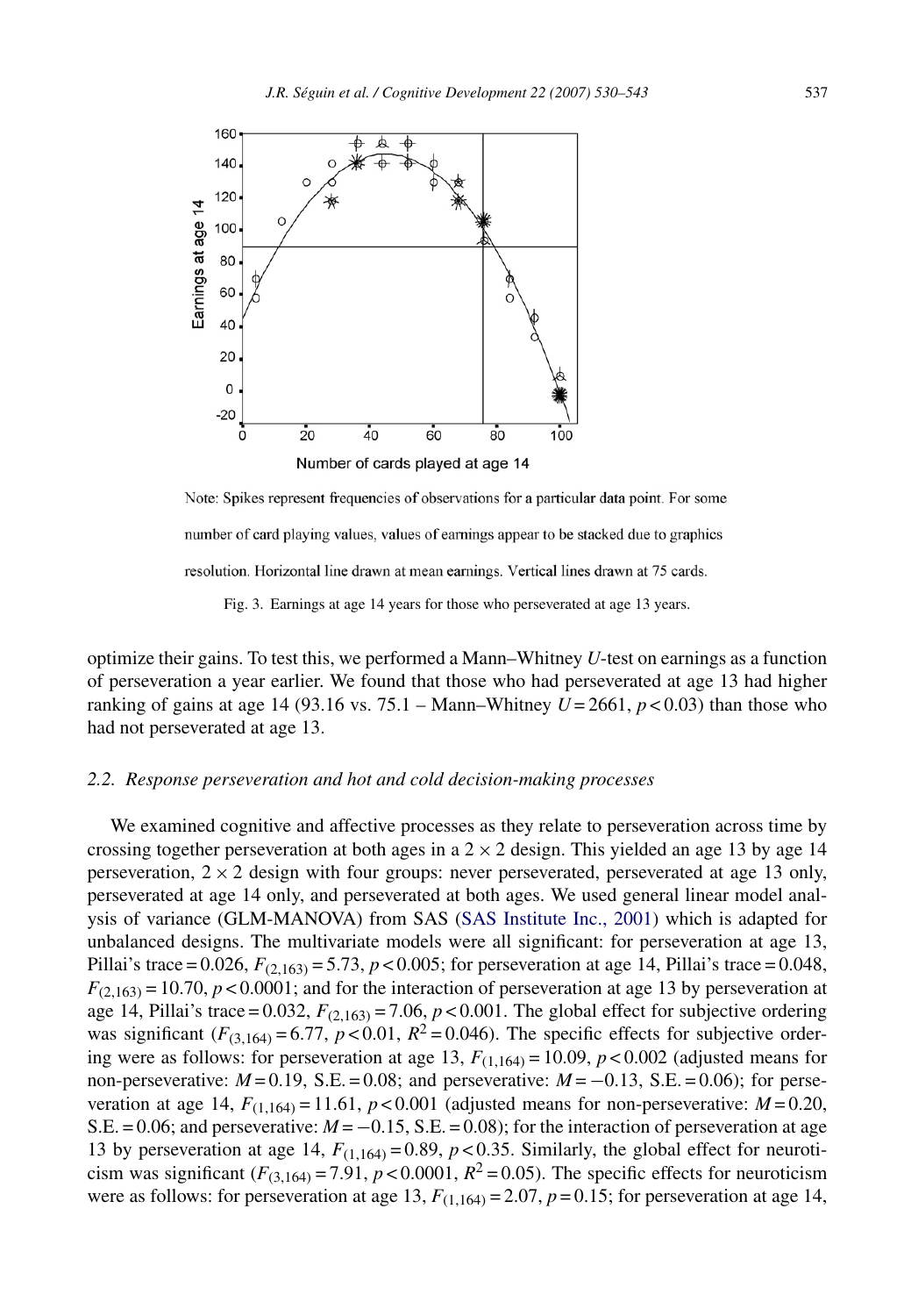Note: Spikes represent frequencies of observations for a particular data point. For some number of card playing values, values of earnings appear to be stacked due to graphics resolution. Horizontal line drawn at mean earnings. Vertical lines drawn at 75 cards.

Fig. 3. Earnings at age 14 years for those who perseverated at age 13 years.

optimize their gains. To test this, we performed a Mann–Whitney *U*-test on earnings as a function of perseveration a year earlier. We found that those who had perseverated at age 13 had higher ranking of gains at age 14 (93.16 vs. 75.1 – Mann–Whitney $U = 2661$, $p < 0.03$) than those who had not perseverated at age 13.

### 2.2. Response perseveration and hot and cold decision-making processes

We examined cognitive and affective processes as they relate to perseveration across time by crossing together perseveration at both ages in a 2 × 2 design. This yielded an age 13 by age 14 perseveration, 2 × 2 design with four groups: never perseverated, perseverated at age 13 only, perseverated at age 14 only, and perseverated at both ages. We used general linear model analysis of variance (GLM-MANOVA) from SAS (SAS Institute Inc., 2001) which is adapted for unbalanced designs. The multivariate models were all significant: for perseveration at age 13, Pillai's trace = 0.026, $F_{(2,163)} = 5.73$, $p < 0.005$; for perseveration at age 14, Pillai's trace = 0.048, $F_{(2,163)} = 10.70$, $p < 0.0001$; and for the interaction of perseveration at age 13 by perseveration at age 14, Pillai's trace = 0.032, $F_{(2,163)} = 7.06$, $p < 0.001$. The global effect for subjective ordering was significant ($F_{(3,164)} = 6.77$, $p < 0.01$, $R^2 = 0.046$). The specific effects for subjective ordering were as follows: for perseveration at age 13, $F_{(1,164)} = 10.09$, $p < 0.002$ (adjusted means for non-perseverative: $M = 0.19$, S.E. = 0.08; and perseverative: $M = -0.13$, S.E. = 0.06); for perseveration at age 14, $F_{(1,164)} = 11.61$, $p < 0.001$ (adjusted means for non-perseverative: $M = 0.20$, S.E. = 0.06; and perseverative: $M = -0.15$, S.E. = 0.08); for the interaction of perseveration at age 13 by perseveration at age 14, $F_{(1,164)} = 0.89$, $p < 0.35$. Similarly, the global effect for neuroticism was significant ($F_{(3,164)} = 7.91$, $p < 0.0001$, $R^2 = 0.05$). The specific effects for neuroticism were as follows: for perseveration at age 13, $F_{(1,164)} = 2.07$, $p = 0.15$; for perseveration at age 14,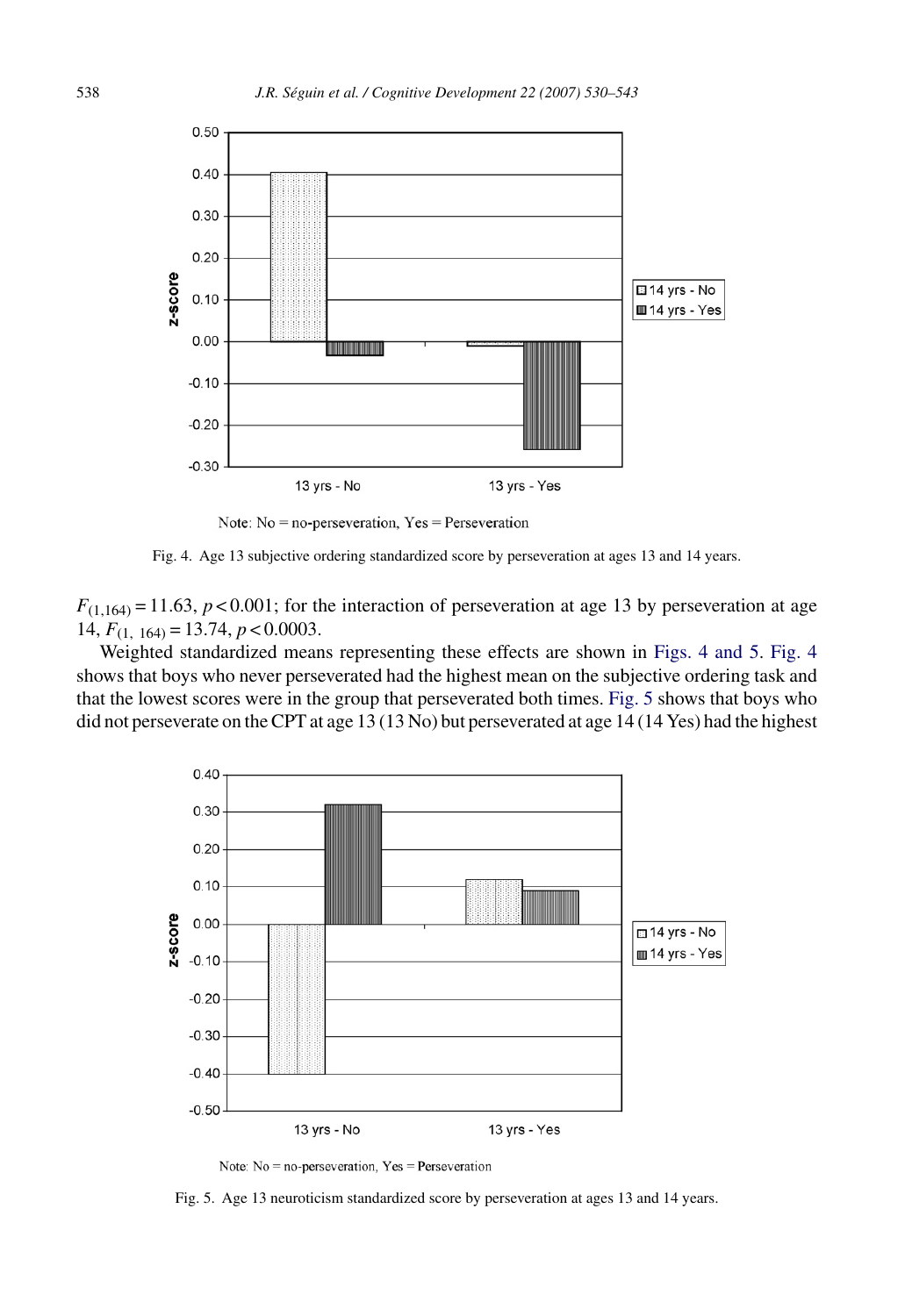Note: No = no-perseveration, Yes = Perseveration

Fig. 4. Age 13 subjective ordering standardized score by perseveration at ages 13 and 14 years.

$F_{(1,164)} = 11.63$, $p < 0.001$; for the interaction of perseveration at age 13 by perseveration at age 14, $F_{(1,\ 164)} = 13.74$, $p < 0.0003$.

Weighted standardized means representing these effects are shown in Figs. 4 and 5. Fig. 4 shows that boys who never perseverated had the highest mean on the subjective ordering task and that the lowest scores were in the group that perseverated both times. Fig. 5 shows that boys who did not perseverate on the CPT at age 13 (13 No) but perseverated at age 14 (14 Yes) had the highest

Note: No = no-perseveration, Yes = Perseveration

Fig. 5. Age 13 neuroticism standardized score by perseveration at ages 13 and 14 years.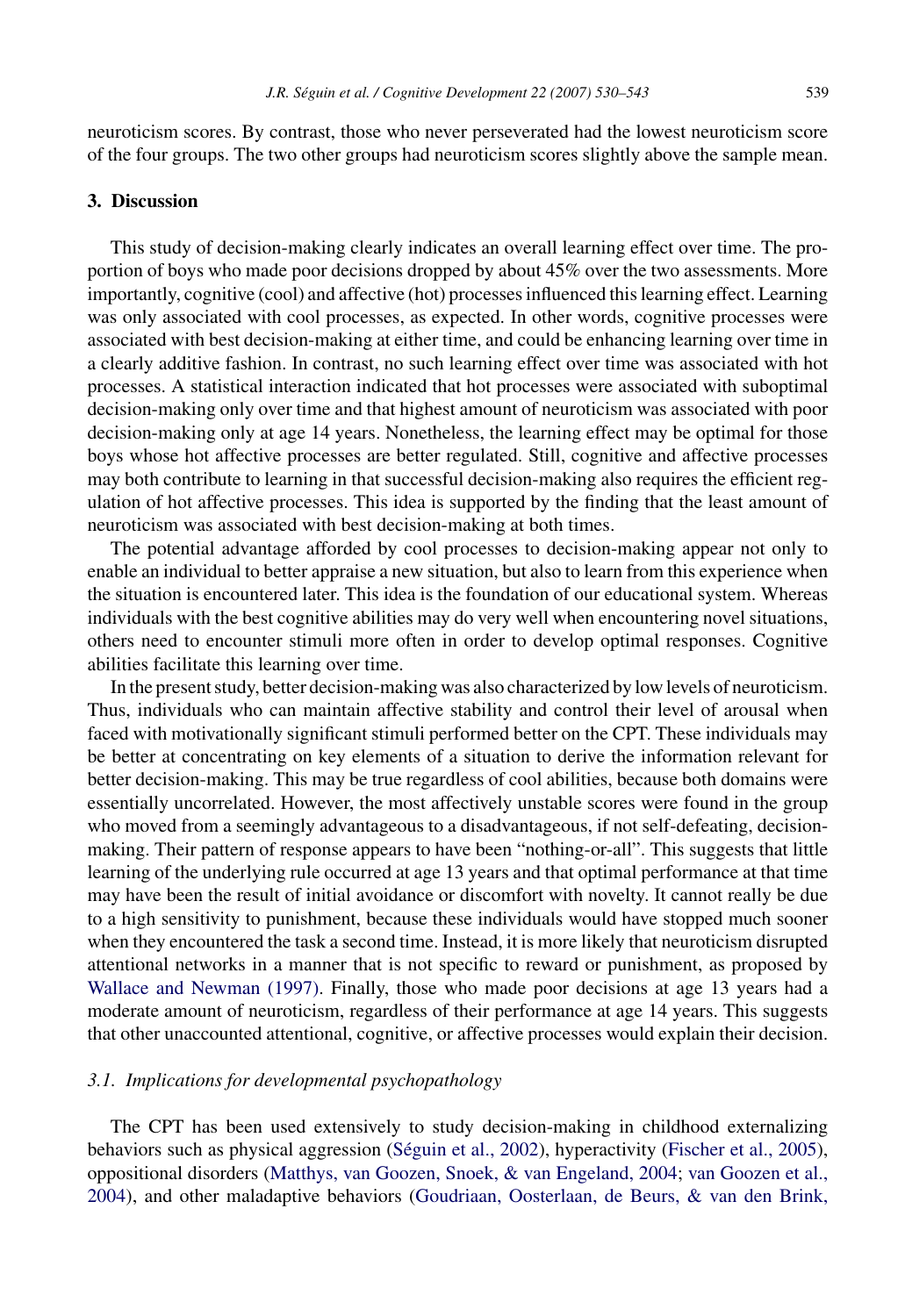neuroticism scores. By contrast, those who never perseverated had the lowest neuroticism score of the four groups. The two other groups had neuroticism scores slightly above the sample mean.

## 3. Discussion

This study of decision-making clearly indicates an overall learning effect over time. The proportion of boys who made poor decisions dropped by about 45% over the two assessments. More importantly, cognitive (cool) and affective (hot) processes influenced this learning effect. Learning was only associated with cool processes, as expected. In other words, cognitive processes were associated with best decision-making at either time, and could be enhancing learning over time in a clearly additive fashion. In contrast, no such learning effect over time was associated with hot processes. A statistical interaction indicated that hot processes were associated with suboptimal decision-making only over time and that highest amount of neuroticism was associated with poor decision-making only at age 14 years. Nonetheless, the learning effect may be optimal for those boys whose hot affective processes are better regulated. Still, cognitive and affective processes may both contribute to learning in that successful decision-making also requires the efficient regulation of hot affective processes. This idea is supported by the finding that the least amount of neuroticism was associated with best decision-making at both times.

The potential advantage afforded by cool processes to decision-making appear not only to enable an individual to better appraise a new situation, but also to learn from this experience when the situation is encountered later. This idea is the foundation of our educational system. Whereas individuals with the best cognitive abilities may do very well when encountering novel situations, others need to encounter stimuli more often in order to develop optimal responses. Cognitive abilities facilitate this learning over time.

In the present study, better decision-making was also characterized by low levels of neuroticism. Thus, individuals who can maintain affective stability and control their level of arousal when faced with motivationally significant stimuli performed better on the CPT. These individuals may be better at concentrating on key elements of a situation to derive the information relevant for better decision-making. This may be true regardless of cool abilities, because both domains were essentially uncorrelated. However, the most affectively unstable scores were found in the group who moved from a seemingly advantageous to a disadvantageous, if not self-defeating, decision-making. Their pattern of response appears to have been "nothing-or-all". This suggests that little learning of the underlying rule occurred at age 13 years and that optimal performance at that time may have been the result of initial avoidance or discomfort with novelty. It cannot really be due to a high sensitivity to punishment, because these individuals would have stopped much sooner when they encountered the task a second time. Instead, it is more likely that neuroticism disrupted attentional networks in a manner that is not specific to reward or punishment, as proposed by Wallace and Newman (1997). Finally, those who made poor decisions at age 13 years had a moderate amount of neuroticism, regardless of their performance at age 14 years. This suggests that other unaccounted attentional, cognitive, or affective processes would explain their decision.

### 3.1. *Implications for developmental psychopathology*

The CPT has been used extensively to study decision-making in childhood externalizing behaviors such as physical aggression (Séguin et al., 2002), hyperactivity (Fischer et al., 2005), oppositional disorders (Matthys, van Goozen, Snoek, & van Engeland, 2004; van Goozen et al., 2004), and other maladaptive behaviors (Goudriaan, Oosterlaan, de Beurs, & van den Brink,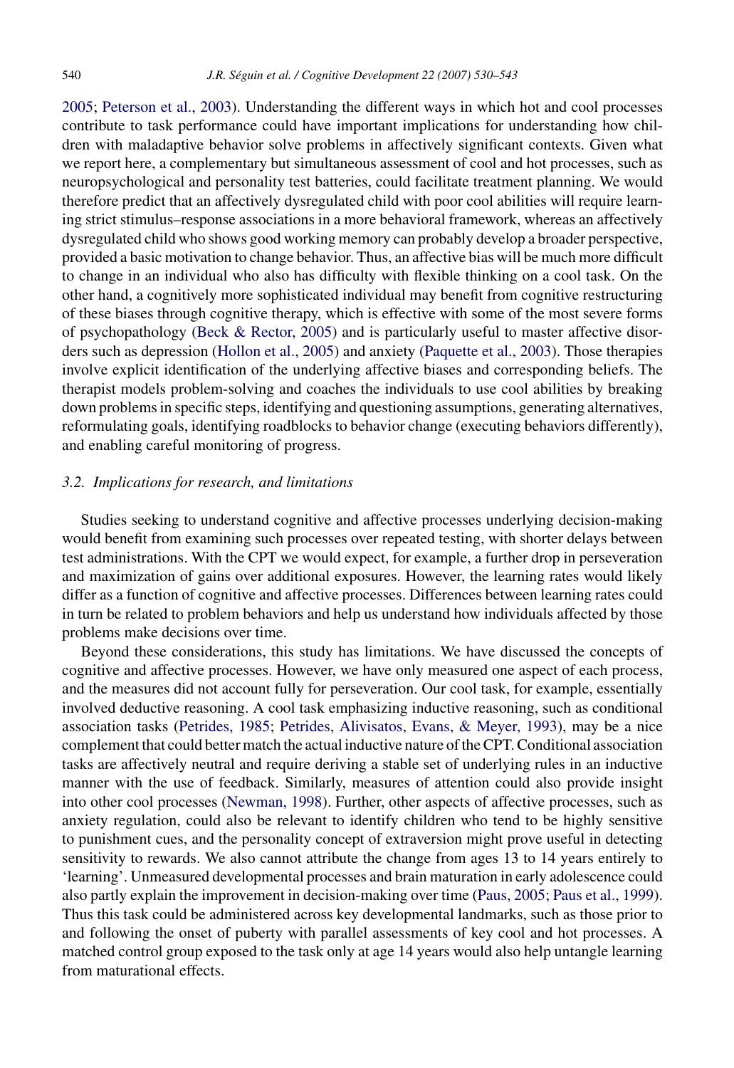2005; Peterson et al., 2003). Understanding the different ways in which hot and cool processes contribute to task performance could have important implications for understanding how children with maladaptive behavior solve problems in affectively significant contexts. Given what we report here, a complementary but simultaneous assessment of cool and hot processes, such as neuropsychological and personality test batteries, could facilitate treatment planning. We would therefore predict that an affectively dysregulated child with poor cool abilities will require learning strict stimulus–response associations in a more behavioral framework, whereas an affectively dysregulated child who shows good working memory can probably develop a broader perspective, provided a basic motivation to change behavior. Thus, an affective bias will be much more difficult to change in an individual who also has difficulty with flexible thinking on a cool task. On the other hand, a cognitively more sophisticated individual may benefit from cognitive restructuring of these biases through cognitive therapy, which is effective with some of the most severe forms of psychopathology (Beck & Rector, 2005) and is particularly useful to master affective disorders such as depression (Hollon et al., 2005) and anxiety (Paquette et al., 2003). Those therapies involve explicit identification of the underlying affective biases and corresponding beliefs. The therapist models problem-solving and coaches the individuals to use cool abilities by breaking down problems in specific steps, identifying and questioning assumptions, generating alternatives, reformulating goals, identifying roadblocks to behavior change (executing behaviors differently), and enabling careful monitoring of progress.

### *3.2. Implications for research, and limitations*

Studies seeking to understand cognitive and affective processes underlying decision-making would benefit from examining such processes over repeated testing, with shorter delays between test administrations. With the CPT we would expect, for example, a further drop in perseveration and maximization of gains over additional exposures. However, the learning rates would likely differ as a function of cognitive and affective processes. Differences between learning rates could in turn be related to problem behaviors and help us understand how individuals affected by those problems make decisions over time.

Beyond these considerations, this study has limitations. We have discussed the concepts of cognitive and affective processes. However, we have only measured one aspect of each process, and the measures did not account fully for perseveration. Our cool task, for example, essentially involved deductive reasoning. A cool task emphasizing inductive reasoning, such as conditional association tasks (Petrides, 1985; Petrides, Alivisatos, Evans, & Meyer, 1993), may be a nice complement that could better match the actual inductive nature of the CPT. Conditional association tasks are affectively neutral and require deriving a stable set of underlying rules in an inductive manner with the use of feedback. Similarly, measures of attention could also provide insight into other cool processes (Newman, 1998). Further, other aspects of affective processes, such as anxiety regulation, could also be relevant to identify children who tend to be highly sensitive to punishment cues, and the personality concept of extraversion might prove useful in detecting sensitivity to rewards. We also cannot attribute the change from ages 13 to 14 years entirely to 'learning'. Unmeasured developmental processes and brain maturation in early adolescence could also partly explain the improvement in decision-making over time (Paus, 2005; Paus et al., 1999). Thus this task could be administered across key developmental landmarks, such as those prior to and following the onset of puberty with parallel assessments of key cool and hot processes. A matched control group exposed to the task only at age 14 years would also help untangle learning from maturational effects.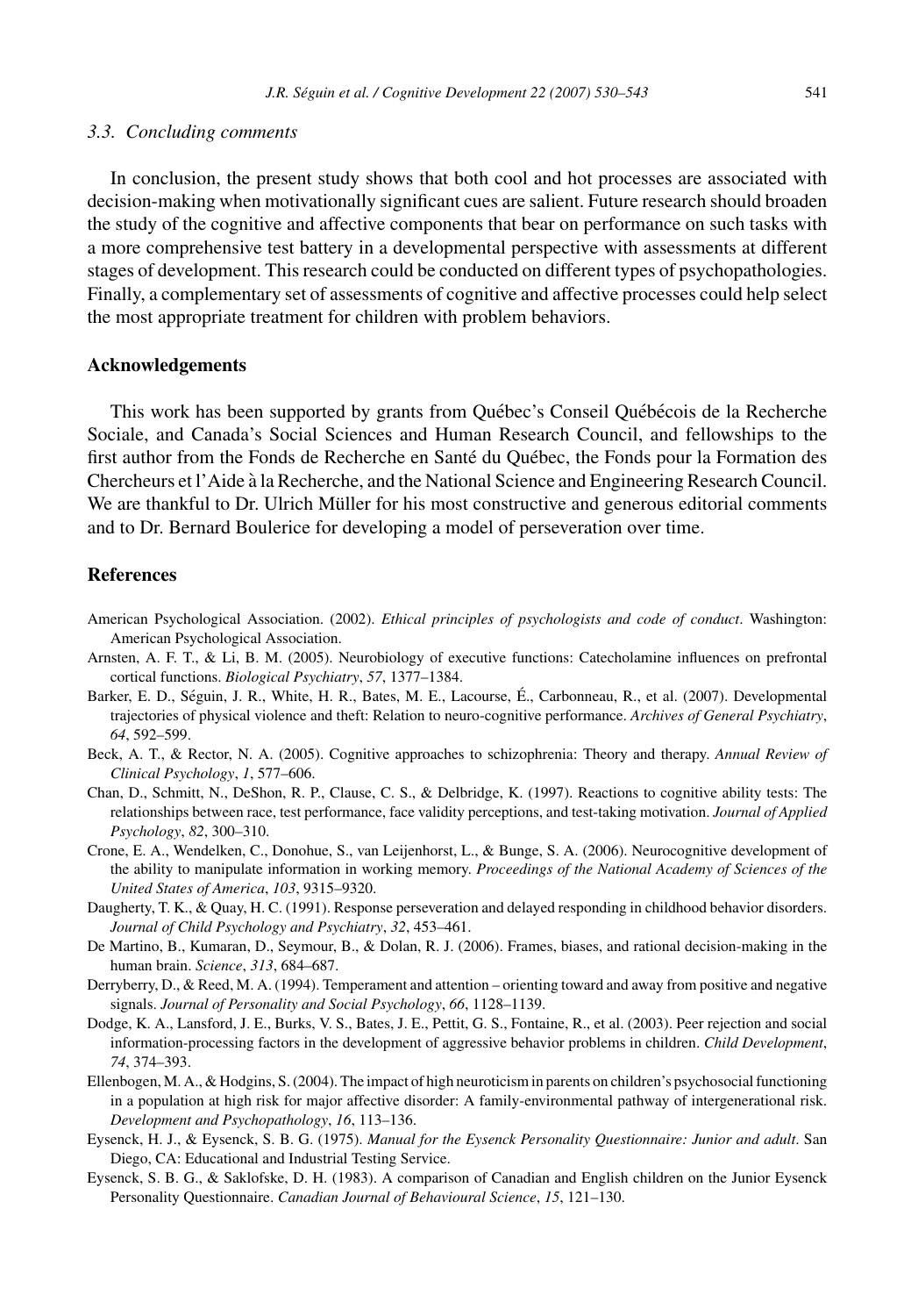### 3.3. Concluding comments

In conclusion, the present study shows that both cool and hot processes are associated with decision-making when motivationally significant cues are salient. Future research should broaden the study of the cognitive and affective components that bear on performance on such tasks with a more comprehensive test battery in a developmental perspective with assessments at different stages of development. This research could be conducted on different types of psychopathologies. Finally, a complementary set of assessments of cognitive and affective processes could help select the most appropriate treatment for children with problem behaviors.

## Acknowledgements

This work has been supported by grants from Québec's Conseil Québécois de la Recherche Sociale, and Canada's Social Sciences and Human Research Council, and fellowships to the first author from the Fonds de Recherche en Santé du Québec, the Fonds pour la Formation des Chercheurs et l'Aide à la Recherche, and the National Science and Engineering Research Council. We are thankful to Dr. Ulrich Müller for his most constructive and generous editorial comments and to Dr. Bernard Boulerice for developing a model of perseveration over time.

## References

American Psychological Association. (2002). *Ethical principles of psychologists and code of conduct*. Washington: American Psychological Association.

Arnsten, A. F. T., & Li, B. M. (2005). Neurobiology of executive functions: Catecholamine influences on prefrontal cortical functions. *Biological Psychiatry*, *57*, 1377–1384.

Barker, E. D., Séguin, J. R., White, H. R., Bates, M. E., Lacourse, É., Carbonneau, R., et al. (2007). Developmental trajectories of physical violence and theft: Relation to neuro-cognitive performance. *Archives of General Psychiatry*, *64*, 592–599.

Beck, A. T., & Rector, N. A. (2005). Cognitive approaches to schizophrenia: Theory and therapy. *Annual Review of Clinical Psychology*, *1*, 577–606.

Chan, D., Schmitt, N., DeShon, R. P., Clause, C. S., & Delbridge, K. (1997). Reactions to cognitive ability tests: The relationships between race, test performance, face validity perceptions, and test-taking motivation. *Journal of Applied Psychology*, *82*, 300–310.

Crone, E. A., Wendelken, C., Donohue, S., van Leijenhorst, L., & Bunge, S. A. (2006). Neurocognitive development of the ability to manipulate information in working memory. *Proceedings of the National Academy of Sciences of the United States of America*, *103*, 9315–9320.

Daugherty, T. K., & Quay, H. C. (1991). Response perseveration and delayed responding in childhood behavior disorders. *Journal of Child Psychology and Psychiatry*, *32*, 453–461.

De Martino, B., Kumaran, D., Seymour, B., & Dolan, R. J. (2006). Frames, biases, and rational decision-making in the human brain. *Science*, *313*, 684–687.

Derryberry, D., & Reed, M. A. (1994). Temperament and attention – orienting toward and away from positive and negative signals. *Journal of Personality and Social Psychology*, *66*, 1128–1139.

Dodge, K. A., Lansford, J. E., Burks, V. S., Bates, J. E., Pettit, G. S., Fontaine, R., et al. (2003). Peer rejection and social information-processing factors in the development of aggressive behavior problems in children. *Child Development*, *74*, 374–393.

Ellenbogen, M. A., & Hodgins, S. (2004). The impact of high neuroticism in parents on children's psychosocial functioning in a population at high risk for major affective disorder: A family-environmental pathway of intergenerational risk. *Development and Psychopathology*, *16*, 113–136.

Eysenck, H. J., & Eysenck, S. B. G. (1975). *Manual for the Eysenck Personality Questionnaire: Junior and adult*. San Diego, CA: Educational and Industrial Testing Service.

Eysenck, S. B. G., & Saklofske, D. H. (1983). A comparison of Canadian and English children on the Junior Eysenck Personality Questionnaire. *Canadian Journal of Behavioural Science*, *15*, 121–130.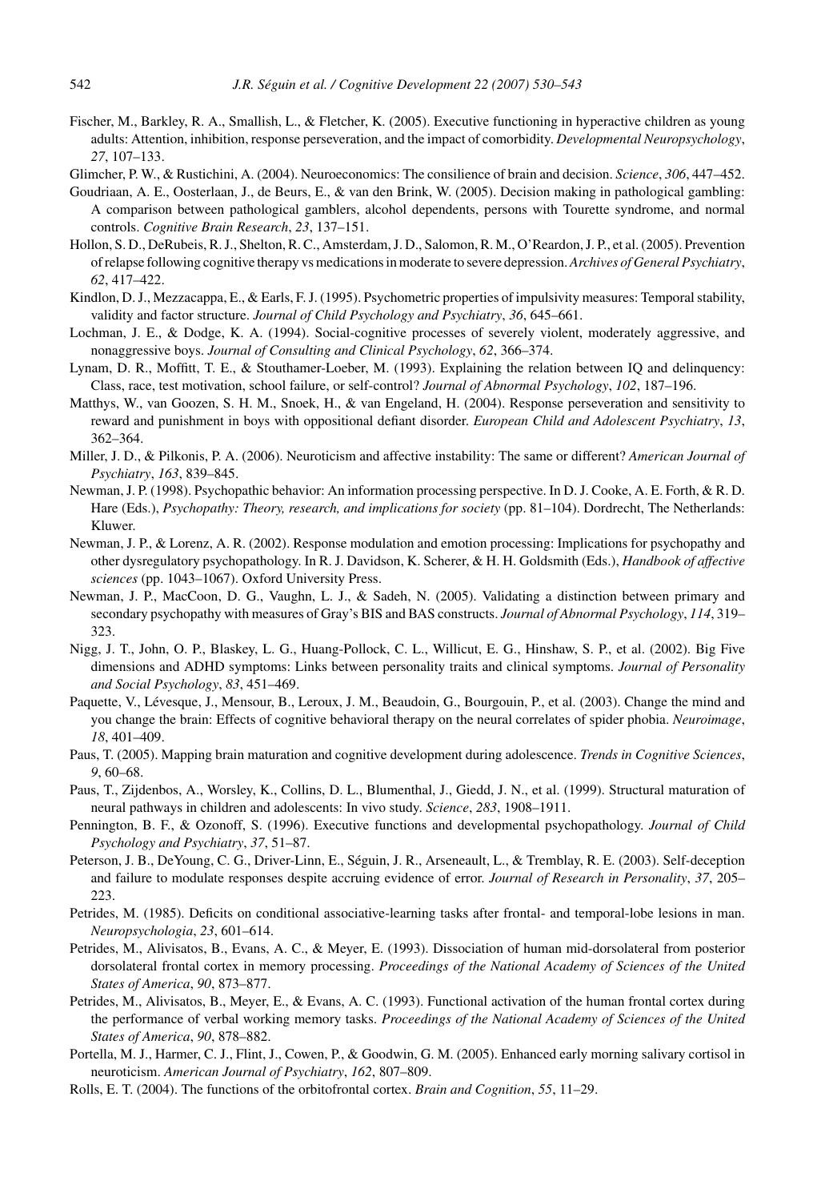Fischer, M., Barkley, R. A., Smallish, L., & Fletcher, K. (2005). Executive functioning in hyperactive children as young adults: Attention, inhibition, response perseveration, and the impact of comorbidity. *Developmental Neuropsychology*, *27*, 107–133.

Glimcher, P. W., & Rustichini, A. (2004). Neuroeconomics: The consilience of brain and decision. *Science*, *306*, 447–452.

Goudriaan, A. E., Oosterlaan, J., de Beurs, E., & van den Brink, W. (2005). Decision making in pathological gambling: A comparison between pathological gamblers, alcohol dependents, persons with Tourette syndrome, and normal controls. *Cognitive Brain Research*, *23*, 137–151.

Hollon, S. D., DeRubeis, R. J., Shelton, R. C., Amsterdam, J. D., Salomon, R. M., O'Reardon, J. P., et al. (2005). Prevention of relapse following cognitive therapy vs medications in moderate to severe depression. *Archives of General Psychiatry*, *62*, 417–422.

Kindlon, D. J., Mezzacappa, E., & Earls, F. J. (1995). Psychometric properties of impulsivity measures: Temporal stability, validity and factor structure. *Journal of Child Psychology and Psychiatry*, *36*, 645–661.

Lochman, J. E., & Dodge, K. A. (1994). Social-cognitive processes of severely violent, moderately aggressive, and nonaggressive boys. *Journal of Consulting and Clinical Psychology*, *62*, 366–374.

Lynam, D. R., Moffitt, T. E., & Stouthamer-Loeber, M. (1993). Explaining the relation between IQ and delinquency: Class, race, test motivation, school failure, or self-control? *Journal of Abnormal Psychology*, *102*, 187–196.

Matthys, W., van Goozen, S. H. M., Snoek, H., & van Engeland, H. (2004). Response perseveration and sensitivity to reward and punishment in boys with oppositional defiant disorder. *European Child and Adolescent Psychiatry*, *13*, 362–364.

Miller, J. D., & Pilkonis, P. A. (2006). Neuroticism and affective instability: The same or different? *American Journal of Psychiatry*, *163*, 839–845.

Newman, J. P. (1998). Psychopathic behavior: An information processing perspective. In D. J. Cooke, A. E. Forth, & R. D. Hare (Eds.), *Psychopathy: Theory, research, and implications for society* (pp. 81–104). Dordrecht, The Netherlands: Kluwer.

Newman, J. P., & Lorenz, A. R. (2002). Response modulation and emotion processing: Implications for psychopathy and other dysregulatory psychopathology. In R. J. Davidson, K. Scherer, & H. H. Goldsmith (Eds.), *Handbook of affective sciences* (pp. 1043–1067). Oxford University Press.

Newman, J. P., MacCoon, D. G., Vaughn, L. J., & Sadeh, N. (2005). Validating a distinction between primary and secondary psychopathy with measures of Gray's BIS and BAS constructs. *Journal of Abnormal Psychology*, *114*, 319–323.

Nigg, J. T., John, O. P., Blaskey, L. G., Huang-Pollock, C. L., Willicut, E. G., Hinshaw, S. P., et al. (2002). Big Five dimensions and ADHD symptoms: Links between personality traits and clinical symptoms. *Journal of Personality and Social Psychology*, *83*, 451–469.

Paquette, V., Lévesque, J., Mensour, B., Leroux, J. M., Beaudoin, G., Bourgouin, P., et al. (2003). Change the mind and you change the brain: Effects of cognitive behavioral therapy on the neural correlates of spider phobia. *Neuroimage*, *18*, 401–409.

Paus, T. (2005). Mapping brain maturation and cognitive development during adolescence. *Trends in Cognitive Sciences*, *9*, 60–68.

Paus, T., Zijdenbos, A., Worsley, K., Collins, D. L., Blumenthal, J., Giedd, J. N., et al. (1999). Structural maturation of neural pathways in children and adolescents: In vivo study. *Science*, *283*, 1908–1911.

Pennington, B. F., & Ozonoff, S. (1996). Executive functions and developmental psychopathology. *Journal of Child Psychology and Psychiatry*, *37*, 51–87.

Peterson, J. B., DeYoung, C. G., Driver-Linn, E., Séguin, J. R., Arseneault, L., & Tremblay, R. E. (2003). Self-deception and failure to modulate responses despite accruing evidence of error. *Journal of Research in Personality*, *37*, 205–223.

Petrides, M. (1985). Deficits on conditional associative-learning tasks after frontal- and temporal-lobe lesions in man. *Neuropsychologia*, *23*, 601–614.

Petrides, M., Alivisatos, B., Evans, A. C., & Meyer, E. (1993). Dissociation of human mid-dorsolateral from posterior dorsolateral frontal cortex in memory processing. *Proceedings of the National Academy of Sciences of the United States of America*, *90*, 873–877.

Petrides, M., Alivisatos, B., Meyer, E., & Evans, A. C. (1993). Functional activation of the human frontal cortex during the performance of verbal working memory tasks. *Proceedings of the National Academy of Sciences of the United States of America*, *90*, 878–882.

Portella, M. J., Harmer, C. J., Flint, J., Cowen, P., & Goodwin, G. M. (2005). Enhanced early morning salivary cortisol in neuroticism. *American Journal of Psychiatry*, *162*, 807–809.

Rolls, E. T. (2004). The functions of the orbitofrontal cortex. *Brain and Cognition*, *55*, 11–29.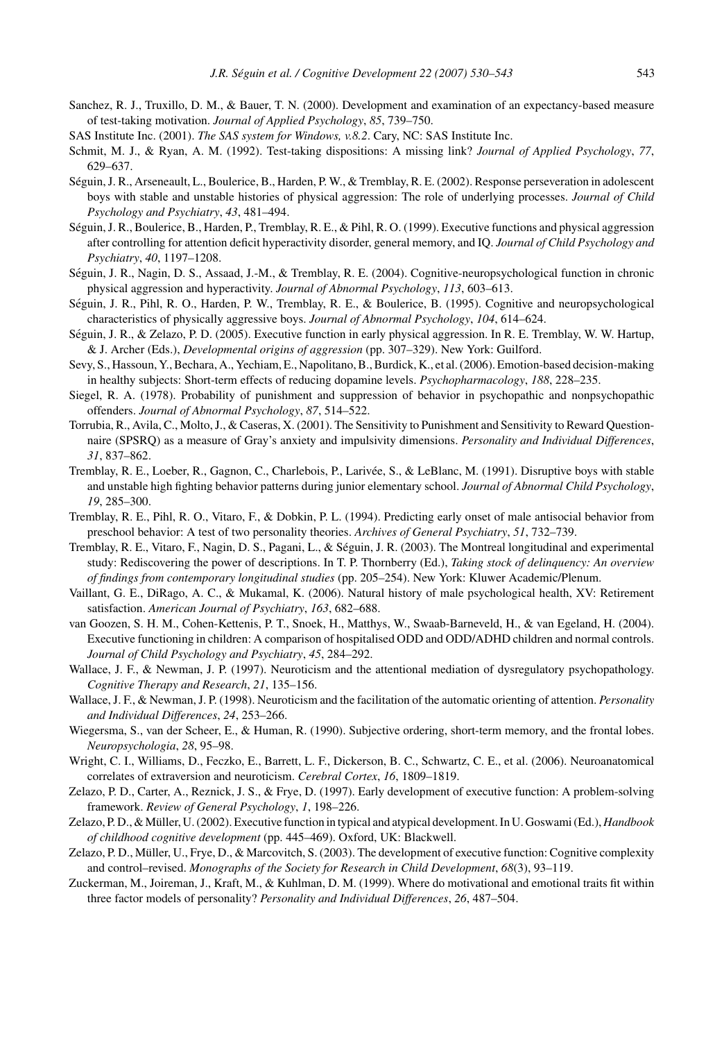Sanchez, R. J., Truxillo, D. M., & Bauer, T. N. (2000). Development and examination of an expectancy-based measure of test-taking motivation. *Journal of Applied Psychology*, *85*, 739–750.

SAS Institute Inc. (2001). *The SAS system for Windows, v.8.2*. Cary, NC: SAS Institute Inc.

Schmit, M. J., & Ryan, A. M. (1992). Test-taking dispositions: A missing link? *Journal of Applied Psychology*, *77*, 629–637.

Séguin, J. R., Arseneault, L., Boulerice, B., Harden, P. W., & Tremblay, R. E. (2002). Response perseveration in adolescent boys with stable and unstable histories of physical aggression: The role of underlying processes. *Journal of Child Psychology and Psychiatry*, *43*, 481–494.

Séguin, J. R., Boulerice, B., Harden, P., Tremblay, R. E., & Pihl, R. O. (1999). Executive functions and physical aggression after controlling for attention deficit hyperactivity disorder, general memory, and IQ. *Journal of Child Psychology and Psychiatry*, *40*, 1197–1208.

Séguin, J. R., Nagin, D. S., Assaad, J.-M., & Tremblay, R. E. (2004). Cognitive-neuropsychological function in chronic physical aggression and hyperactivity. *Journal of Abnormal Psychology*, *113*, 603–613.

Séguin, J. R., Pihl, R. O., Harden, P. W., Tremblay, R. E., & Boulerice, B. (1995). Cognitive and neuropsychological characteristics of physically aggressive boys. *Journal of Abnormal Psychology*, *104*, 614–624.

Séguin, J. R., & Zelazo, P. D. (2005). Executive function in early physical aggression. In R. E. Tremblay, W. W. Hartup, & J. Archer (Eds.), *Developmental origins of aggression* (pp. 307–329). New York: Guilford.

Sevy, S., Hassoun, Y., Bechara, A., Yechiam, E., Napolitano, B., Burdick, K., et al. (2006). Emotion-based decision-making in healthy subjects: Short-term effects of reducing dopamine levels. *Psychopharmacology*, *188*, 228–235.

Siegel, R. A. (1978). Probability of punishment and suppression of behavior in psychopathic and nonpsychopathic offenders. *Journal of Abnormal Psychology*, *87*, 514–522.

Torrubia, R., Avila, C., Molto, J., & Caseras, X. (2001). The Sensitivity to Punishment and Sensitivity to Reward Questionnaire (SPSRQ) as a measure of Gray's anxiety and impulsivity dimensions. *Personality and Individual Differences*, *31*, 837–862.

Tremblay, R. E., Loeber, R., Gagnon, C., Charlebois, P., Larivée, S., & LeBlanc, M. (1991). Disruptive boys with stable and unstable high fighting behavior patterns during junior elementary school. *Journal of Abnormal Child Psychology*, *19*, 285–300.

Tremblay, R. E., Pihl, R. O., Vitaro, F., & Dobkin, P. L. (1994). Predicting early onset of male antisocial behavior from preschool behavior: A test of two personality theories. *Archives of General Psychiatry*, *51*, 732–739.

Tremblay, R. E., Vitaro, F., Nagin, D. S., Pagani, L., & Séguin, J. R. (2003). The Montreal longitudinal and experimental study: Rediscovering the power of descriptions. In T. P. Thornberry (Ed.), *Taking stock of delinquency: An overview of findings from contemporary longitudinal studies* (pp. 205–254). New York: Kluwer Academic/Plenum.

Vaillant, G. E., DiRago, A. C., & Mukamal, K. (2006). Natural history of male psychological health, XV: Retirement satisfaction. *American Journal of Psychiatry*, *163*, 682–688.

van Goozen, S. H. M., Cohen-Kettenis, P. T., Snoek, H., Matthys, W., Swaab-Barneveld, H., & van Egeland, H. (2004). Executive functioning in children: A comparison of hospitalised ODD and ODD/ADHD children and normal controls. *Journal of Child Psychology and Psychiatry*, *45*, 284–292.

Wallace, J. F., & Newman, J. P. (1997). Neuroticism and the attentional mediation of dysregulatory psychopathology. *Cognitive Therapy and Research*, *21*, 135–156.

Wallace, J. F., & Newman, J. P. (1998). Neuroticism and the facilitation of the automatic orienting of attention. *Personality and Individual Differences*, *24*, 253–266.

Wiegersma, S., van der Scheer, E., & Human, R. (1990). Subjective ordering, short-term memory, and the frontal lobes. *Neuropsychologia*, *28*, 95–98.

Wright, C. I., Williams, D., Feczko, E., Barrett, L. F., Dickerson, B. C., Schwartz, C. E., et al. (2006). Neuroanatomical correlates of extraversion and neuroticism. *Cerebral Cortex*, *16*, 1809–1819.

Zelazo, P. D., Carter, A., Reznick, J. S., & Frye, D. (1997). Early development of executive function: A problem-solving framework. *Review of General Psychology*, *1*, 198–226.

Zelazo, P. D., & Müller, U. (2002). Executive function in typical and atypical development. In U. Goswami (Ed.), *Handbook of childhood cognitive development* (pp. 445–469). Oxford, UK: Blackwell.

Zelazo, P. D., Müller, U., Frye, D., & Marcovitch, S. (2003). The development of executive function: Cognitive complexity and control–revised. *Monographs of the Society for Research in Child Development*, *68*(3), 93–119.

Zuckerman, M., Joireman, J., Kraft, M., & Kuhlman, D. M. (1999). Where do motivational and emotional traits fit within three factor models of personality? *Personality and Individual Differences*, *26*, 487–504.